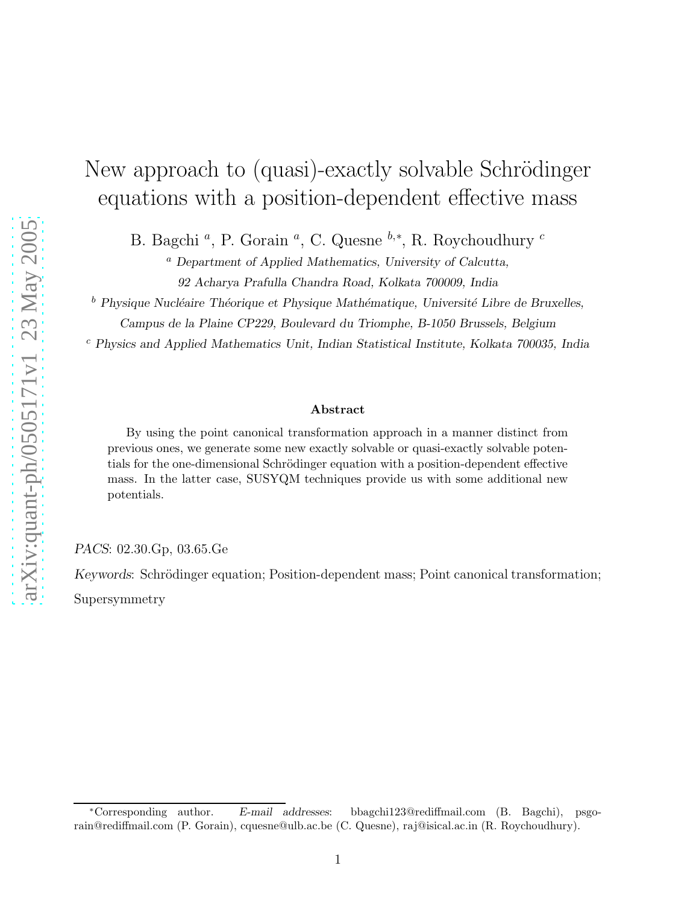# New approach to (quasi)-exactly solvable Schrödinger equations with a position-dependent effective mass

B. Bagchi [a], P. Gorain [a], C. Quesne [b,*], R. Roychoudhury [c]

[a] *Department of Applied Mathematics, University of Calcutta, 92 Acharya Prafulla Chandra Road, Kolkata 700009, India*

[b] *Physique Nucléaire Théorique et Physique Mathématique, Université Libre de Bruxelles, Campus de la Plaine CP229, Boulevard du Triomphe, B-1050 Brussels, Belgium*

[c] *Physics and Applied Mathematics Unit, Indian Statistical Institute, Kolkata 700035, India*

### Abstract

By using the point canonical transformation approach in a manner distinct from previous ones, we generate some new exactly solvable or quasi-exactly solvable potentials for the one-dimensional Schrödinger equation with a position-dependent effective mass. In the latter case, SUSYQM techniques provide us with some additional new potentials.

*PACS*: 02.30.Gp, 03.65.Ge

*Keywords*: Schrödinger equation; Position-dependent mass; Point canonical transformation; Supersymmetry

---

[*] Corresponding author. *E-mail addresses*: bbagchi123@rediffmail.com (B. Bagchi), psgorain@rediffmail.com (P. Gorain), cquesne@ulb.ac.be (C. Quesne), raj@isical.ac.in (R. Roychoudhury).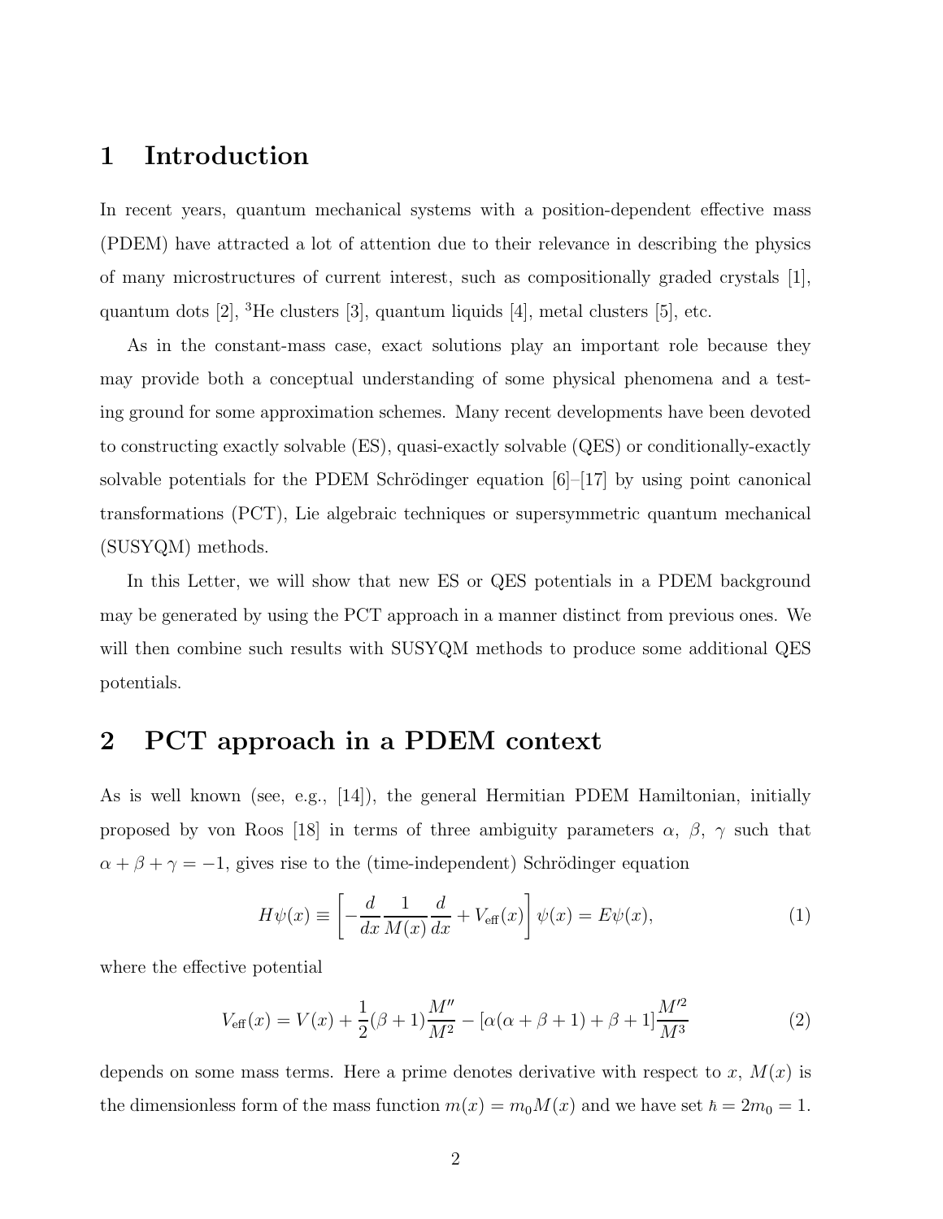# 1 Introduction

In recent years, quantum mechanical systems with a position-dependent effective mass (PDEM) have attracted a lot of attention due to their relevance in describing the physics of many microstructures of current interest, such as compositionally graded crystals [1], quantum dots [2], $^3$He clusters [3], quantum liquids [4], metal clusters [5], etc.

As in the constant-mass case, exact solutions play an important role because they may provide both a conceptual understanding of some physical phenomena and a testing ground for some approximation schemes. Many recent developments have been devoted to constructing exactly solvable (ES), quasi-exactly solvable (QES) or conditionally-exactly solvable potentials for the PDEM Schrödinger equation [6]–[17] by using point canonical transformations (PCT), Lie algebraic techniques or supersymmetric quantum mechanical (SUSYQM) methods.

In this Letter, we will show that new ES or QES potentials in a PDEM background may be generated by using the PCT approach in a manner distinct from previous ones. We will then combine such results with SUSYQM methods to produce some additional QES potentials.

# 2 PCT approach in a PDEM context

As is well known (see, e.g., [14]), the general Hermitian PDEM Hamiltonian, initially proposed by von Roos [18] in terms of three ambiguity parameters $\alpha$, $\beta$, $\gamma$ such that $\alpha + \beta + \gamma = -1$, gives rise to the (time-independent) Schrödinger equation

$$H\psi(x) \equiv \left[ -\frac{d}{dx}\frac{1}{M(x)}\frac{d}{dx} + V_{\text{eff}}(x) \right] \psi(x) = E\psi(x), \tag{1}$$

where the effective potential

$$V_{\text{eff}}(x) = V(x) + \frac{1}{2}(\beta + 1)\frac{M''}{M^2} - [\alpha(\alpha + \beta + 1) + \beta + 1]\frac{M'^2}{M^3} \tag{2}$$

depends on some mass terms. Here a prime denotes derivative with respect to $x$, $M(x)$ is the dimensionless form of the mass function $m(x) = m_0 M(x)$ and we have set $\hbar = 2m_0 = 1$.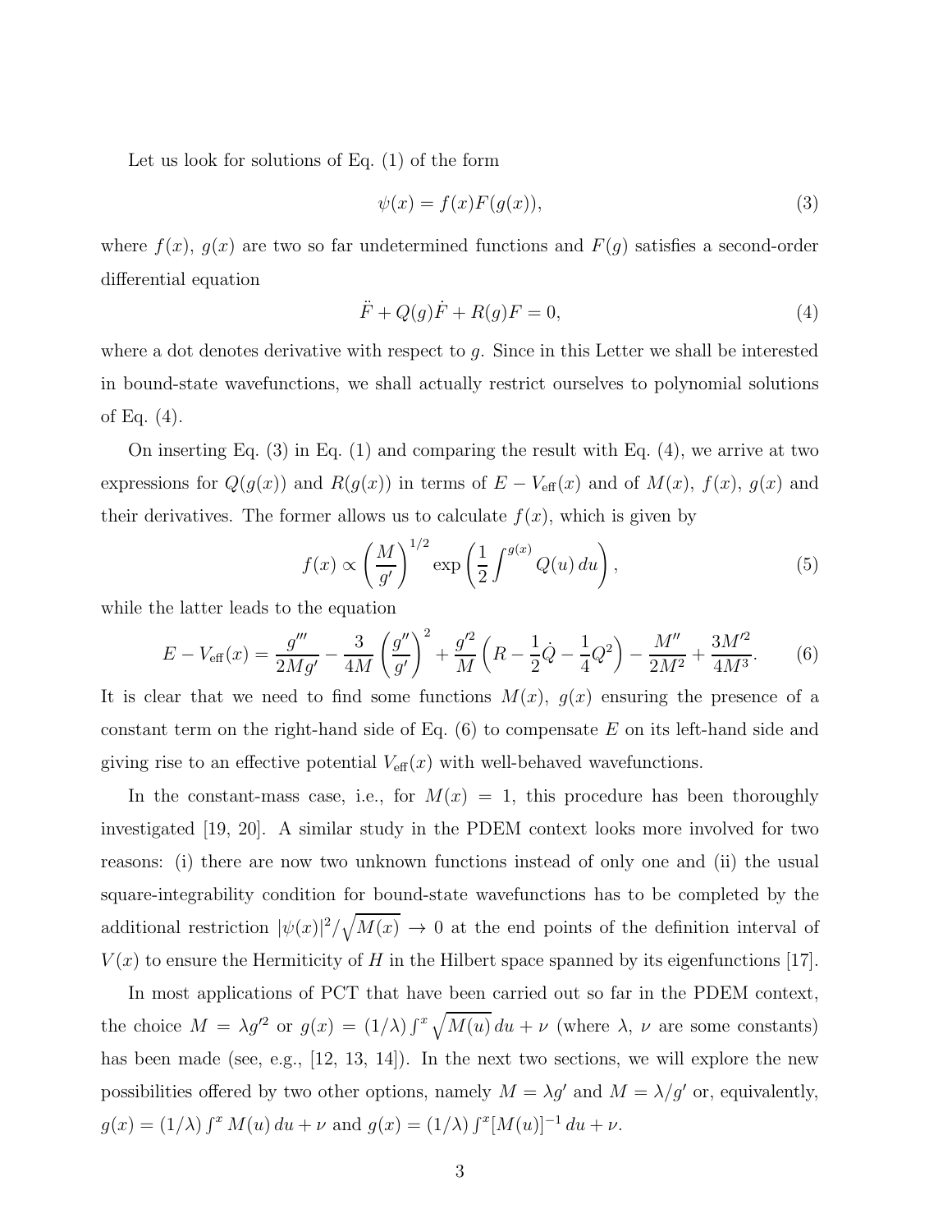Let us look for solutions of Eq. (1) of the form

$$\psi(x) = f(x)F(g(x)), \tag{3}$$

where $f(x)$, $g(x)$ are two so far undetermined functions and $F(g)$ satisfies a second-order differential equation

$$\ddot{F} + Q(g)\dot{F} + R(g)F = 0, \tag{4}$$

where a dot denotes derivative with respect to $g$. Since in this Letter we shall be interested in bound-state wavefunctions, we shall actually restrict ourselves to polynomial solutions of Eq. (4).

On inserting Eq. (3) in Eq. (1) and comparing the result with Eq. (4), we arrive at two expressions for $Q(g(x))$ and $R(g(x))$ in terms of $E - V_{\rm eff}(x)$ and of $M(x)$, $f(x)$, $g(x)$ and their derivatives. The former allows us to calculate $f(x)$, which is given by

$$f(x) \propto \left(\frac{M}{g'}\right)^{1/2} \exp\left(\frac{1}{2}\int^{g(x)} Q(u)\, du\right), \tag{5}$$

while the latter leads to the equation

$$E - V_{\rm eff}(x) = \frac{g'''}{2Mg'} - \frac{3}{4M}\left(\frac{g''}{g'}\right)^2 + \frac{g'^2}{M}\left(R - \frac{1}{2}\dot{Q} - \frac{1}{4}Q^2\right) - \frac{M''}{2M^2} + \frac{3M'^2}{4M^3}. \tag{6}$$

It is clear that we need to find some functions $M(x)$, $g(x)$ ensuring the presence of a constant term on the right-hand side of Eq. (6) to compensate $E$ on its left-hand side and giving rise to an effective potential $V_{\rm eff}(x)$ with well-behaved wavefunctions.

In the constant-mass case, i.e., for $M(x) = 1$, this procedure has been thoroughly investigated [19, 20]. A similar study in the PDEM context looks more involved for two reasons: (i) there are now two unknown functions instead of only one and (ii) the usual square-integrability condition for bound-state wavefunctions has to be completed by the additional restriction $|\psi(x)|^2/\sqrt{M(x)} \to 0$ at the end points of the definition interval of $V(x)$ to ensure the Hermiticity of $H$ in the Hilbert space spanned by its eigenfunctions [17].

In most applications of PCT that have been carried out so far in the PDEM context, the choice $M = \lambda g'^2$ or $g(x) = (1/\lambda)\int^x \sqrt{M(u)}\, du + \nu$ (where $\lambda$, $\nu$ are some constants) has been made (see, e.g., [12, 13, 14]). In the next two sections, we will explore the new possibilities offered by two other options, namely $M = \lambda g'$ and $M = \lambda/g'$ or, equivalently, $g(x) = (1/\lambda)\int^x M(u)\, du + \nu$ and $g(x) = (1/\lambda)\int^x [M(u)]^{-1}\, du + \nu$.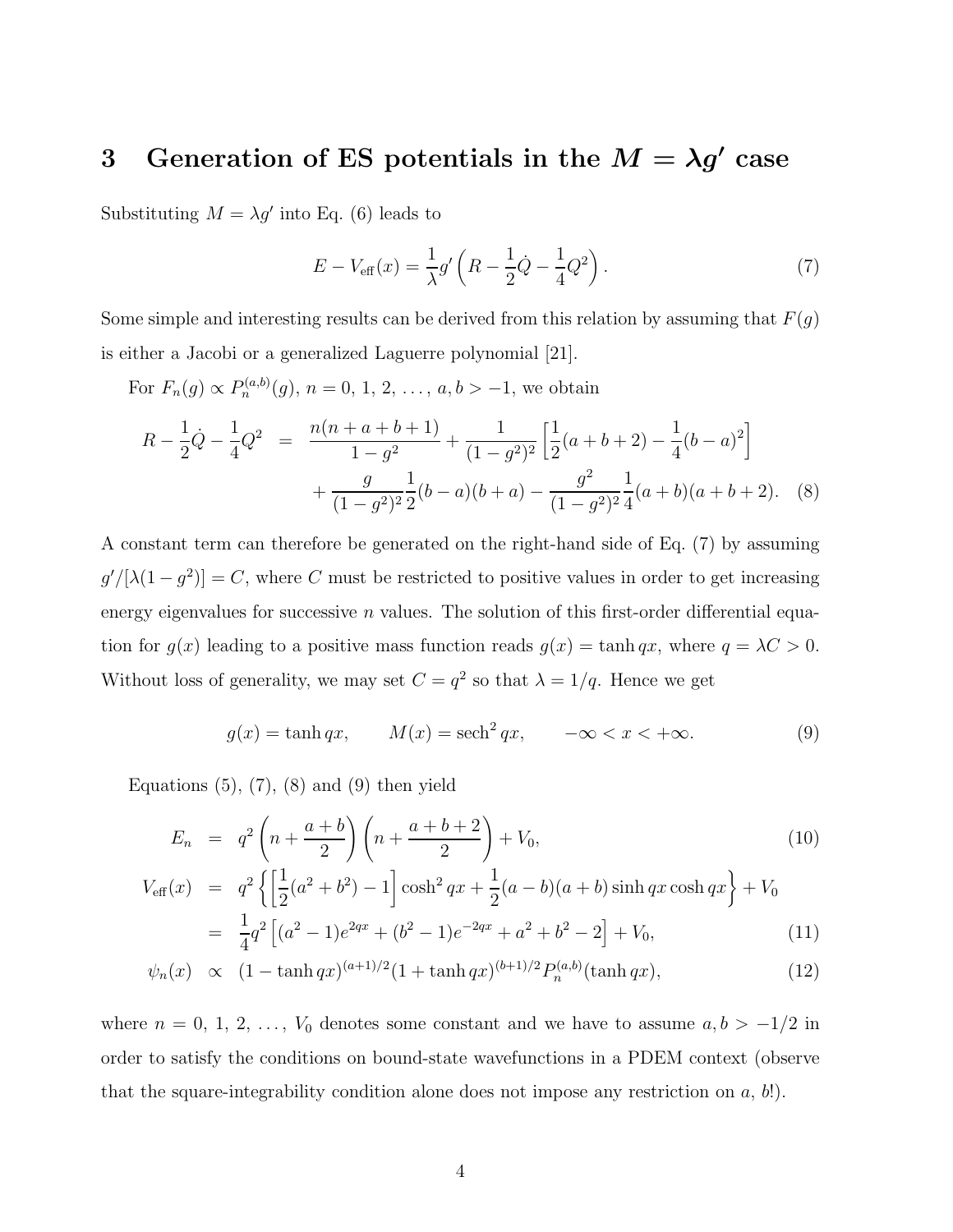## 3 Generation of ES potentials in the $M = \lambda g'$ case

Substituting $M = \lambda g'$ into Eq. (6) leads to

$$E - V_{\rm eff}(x) = \frac{1}{\lambda} g' \left( R - \frac{1}{2}\dot{Q} - \frac{1}{4}Q^2 \right). \tag{7}$$

Some simple and interesting results can be derived from this relation by assuming that $F(g)$ is either a Jacobi or a generalized Laguerre polynomial [21].

For $F_n(g) \propto P_n^{(a,b)}(g)$, $n = 0, 1, 2, \ldots$, $a, b > -1$, we obtain

$$\begin{aligned} R - \frac{1}{2}\dot{Q} - \frac{1}{4}Q^2 &= \frac{n(n+a+b+1)}{1-g^2} + \frac{1}{(1-g^2)^2}\left[\frac{1}{2}(a+b+2) - \frac{1}{4}(b-a)^2\right] \\ &\quad + \frac{g}{(1-g^2)^2}\frac{1}{2}(b-a)(b+a) - \frac{g^2}{(1-g^2)^2}\frac{1}{4}(a+b)(a+b+2). \end{aligned} \tag{8}$$

A constant term can therefore be generated on the right-hand side of Eq. (7) by assuming $g'/[\lambda(1-g^2)] = C$, where $C$ must be restricted to positive values in order to get increasing energy eigenvalues for successive $n$ values. The solution of this first-order differential equation for $g(x)$ leading to a positive mass function reads $g(x) = \tanh qx$, where $q = \lambda C > 0$. Without loss of generality, we may set $C = q^2$ so that $\lambda = 1/q$. Hence we get

$$g(x) = \tanh qx, \qquad M(x) = \operatorname{sech}^2 qx, \qquad -\infty < x < +\infty. \tag{9}$$

Equations (5), (7), (8) and (9) then yield

$$E_n = q^2\left(n + \frac{a+b}{2}\right)\left(n + \frac{a+b+2}{2}\right) + V_0, \tag{10}$$

$$\begin{aligned} V_{\rm eff}(x) &= q^2\left\{\left[\frac{1}{2}(a^2+b^2) - 1\right]\cosh^2 qx + \frac{1}{2}(a-b)(a+b)\sinh qx \cosh qx\right\} + V_0 \\ &= \frac{1}{4}q^2\left[(a^2-1)e^{2qx} + (b^2-1)e^{-2qx} + a^2 + b^2 - 2\right] + V_0, \end{aligned} \tag{11}$$

$$\psi_n(x) \propto (1 - \tanh qx)^{(a+1)/2}(1 + \tanh qx)^{(b+1)/2} P_n^{(a,b)}(\tanh qx), \tag{12}$$

where $n = 0, 1, 2, \ldots$, $V_0$ denotes some constant and we have to assume $a, b > -1/2$ in order to satisfy the conditions on bound-state wavefunctions in a PDEM context (observe that the square-integrability condition alone does not impose any restriction on $a$, $b$!).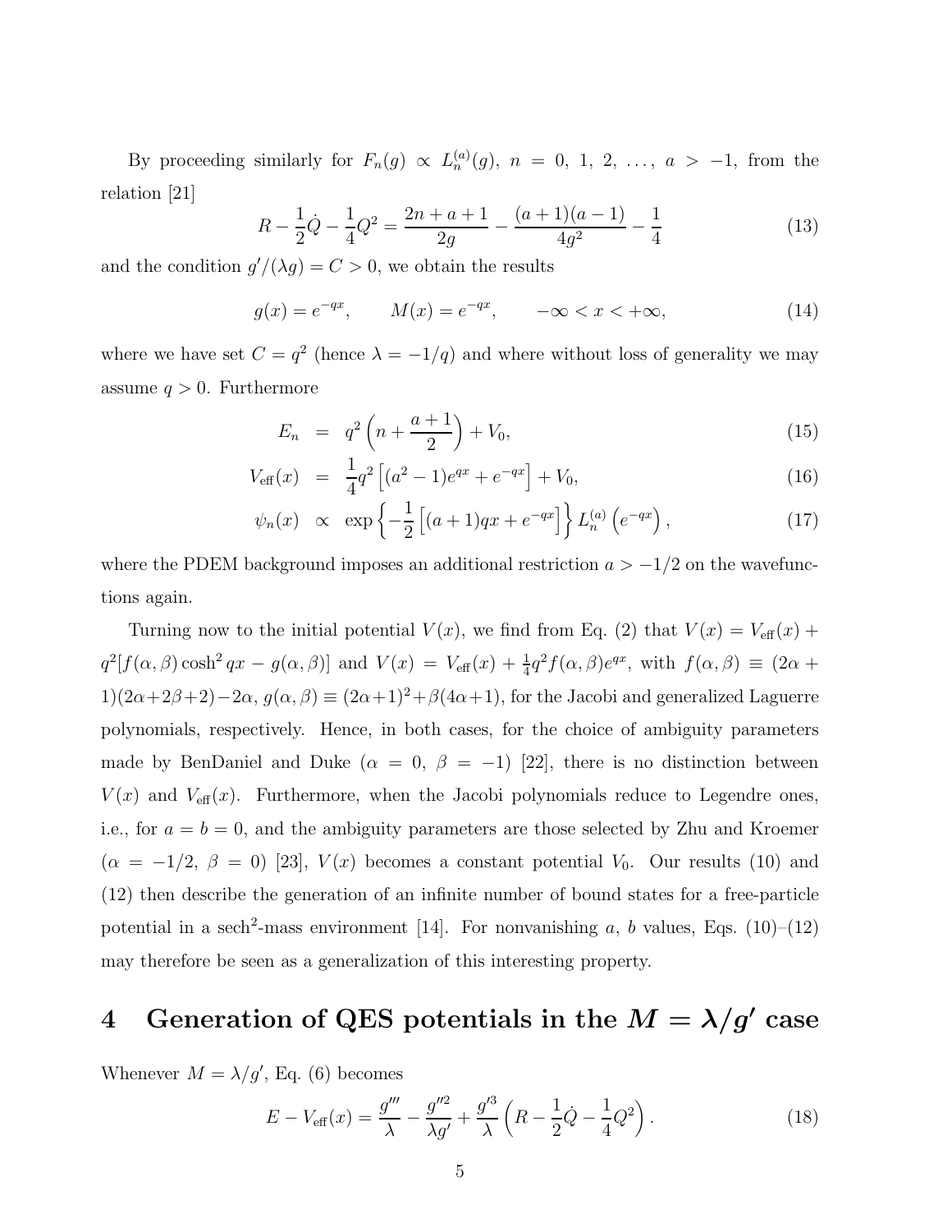By proceeding similarly for $F_n(g) \propto L_n^{(a)}(g)$, $n = 0, 1, 2, \ldots$, $a > -1$, from the relation [21]

$$R - \frac{1}{2}\dot{Q} - \frac{1}{4}Q^2 = \frac{2n+a+1}{2g} - \frac{(a+1)(a-1)}{4g^2} - \frac{1}{4} \tag{13}$$

and the condition $g'/(\lambda g) = C > 0$, we obtain the results

$$g(x) = e^{-qx}, \qquad M(x) = e^{-qx}, \qquad -\infty < x < +\infty, \tag{14}$$

where we have set $C = q^2$ (hence $\lambda = -1/q$) and where without loss of generality we may assume $q > 0$. Furthermore

$$E_n = q^2\left(n + \frac{a+1}{2}\right) + V_0, \tag{15}$$

$$V_{\text{eff}}(x) = \frac{1}{4}q^2\left[(a^2-1)e^{qx} + e^{-qx}\right] + V_0, \tag{16}$$

$$\psi_n(x) \propto \exp\left\{-\frac{1}{2}\left[(a+1)qx + e^{-qx}\right]\right\} L_n^{(a)}\left(e^{-qx}\right), \tag{17}$$

where the PDEM background imposes an additional restriction $a > -1/2$ on the wavefunctions again.

Turning now to the initial potential $V(x)$, we find from Eq. (2) that $V(x) = V_{\text{eff}}(x) + q^2[f(\alpha,\beta)\cosh^2 qx - g(\alpha,\beta)]$ and $V(x) = V_{\text{eff}}(x) + \frac{1}{4}q^2 f(\alpha,\beta)e^{qx}$, with $f(\alpha,\beta) \equiv (2\alpha+1)(2\alpha+2\beta+2) - 2\alpha$, $g(\alpha,\beta) \equiv (2\alpha+1)^2 + \beta(4\alpha+1)$, for the Jacobi and generalized Laguerre polynomials, respectively. Hence, in both cases, for the choice of ambiguity parameters made by BenDaniel and Duke ($\alpha = 0$, $\beta = -1$) [22], there is no distinction between $V(x)$ and $V_{\text{eff}}(x)$. Furthermore, when the Jacobi polynomials reduce to Legendre ones, i.e., for $a = b = 0$, and the ambiguity parameters are those selected by Zhu and Kroemer ($\alpha = -1/2$, $\beta = 0$) [23], $V(x)$ becomes a constant potential $V_0$. Our results (10) and (12) then describe the generation of an infinite number of bound states for a free-particle potential in a sech$^2$-mass environment [14]. For nonvanishing $a$, $b$ values, Eqs. (10)–(12) may therefore be seen as a generalization of this interesting property.

## 4 Generation of QES potentials in the $M = \lambda/g'$ case

Whenever $M = \lambda/g'$, Eq. (6) becomes

$$E - V_{\text{eff}}(x) = \frac{g'''}{\lambda} - \frac{g''^2}{\lambda g'} + \frac{g'^3}{\lambda}\left(R - \frac{1}{2}\dot{Q} - \frac{1}{4}Q^2\right). \tag{18}$$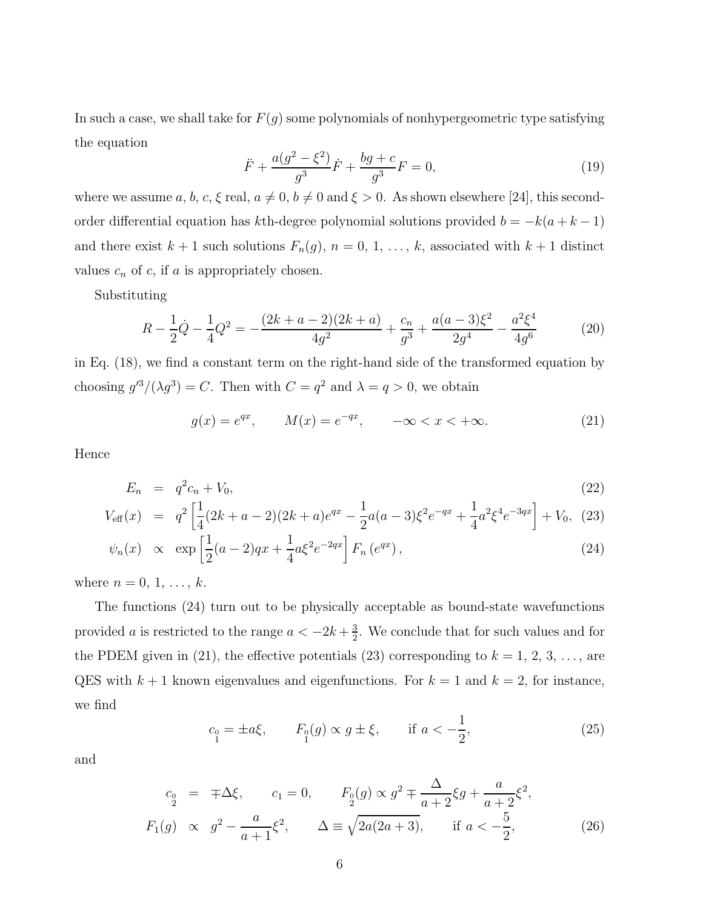In such a case, we shall take for $F(g)$ some polynomials of nonhypergeometric type satisfying the equation

$$\ddot{F} + \frac{a(g^2 - \xi^2)}{g^3}\dot{F} + \frac{bg + c}{g^3}F = 0, \tag{19}$$

where we assume $a$, $b$, $c$, $\xi$ real, $a \neq 0$, $b \neq 0$ and $\xi > 0$. As shown elsewhere [24], this second-order differential equation has $k$th-degree polynomial solutions provided $b = -k(a + k - 1)$ and there exist $k + 1$ such solutions $F_n(g)$, $n = 0, 1, \ldots, k$, associated with $k + 1$ distinct values $c_n$ of $c$, if $a$ is appropriately chosen.

Substituting

$$R - \frac{1}{2}\dot{Q} - \frac{1}{4}Q^2 = -\frac{(2k + a - 2)(2k + a)}{4g^2} + \frac{c_n}{g^3} + \frac{a(a-3)\xi^2}{2g^4} - \frac{a^2\xi^4}{4g^6} \tag{20}$$

in Eq. (18), we find a constant term on the right-hand side of the transformed equation by choosing $g'^3/(\lambda g^3) = C$. Then with $C = q^2$ and $\lambda = q > 0$, we obtain

$$g(x) = e^{qx}, \qquad M(x) = e^{-qx}, \qquad -\infty < x < +\infty. \tag{21}$$

Hence

$$E_n = q^2 c_n + V_0, \tag{22}$$

$$V_{\text{eff}}(x) = q^2\left[\frac{1}{4}(2k + a - 2)(2k + a)e^{qx} - \frac{1}{2}a(a-3)\xi^2 e^{-qx} + \frac{1}{4}a^2\xi^4 e^{-3qx}\right] + V_0, \tag{23}$$

$$\psi_n(x) \propto \exp\left[\frac{1}{2}(a-2)qx + \frac{1}{4}a\xi^2 e^{-2qx}\right] F_n\left(e^{qx}\right), \tag{24}$$

where $n = 0, 1, \ldots, k$.

The functions (24) turn out to be physically acceptable as bound-state wavefunctions provided $a$ is restricted to the range $a < -2k + \frac{3}{2}$. We conclude that for such values and for the PDEM given in (21), the effective potentials (23) corresponding to $k = 1, 2, 3, \ldots$, are QES with $k + 1$ known eigenvalues and eigenfunctions. For $k = 1$ and $k = 2$, for instance, we find

$$c_{\substack{0\\1}} = \pm a\xi, \qquad F_{\substack{0\\1}}(g) \propto g \pm \xi, \qquad \text{if } a < -\frac{1}{2}, \tag{25}$$

and

$$c_{\substack{0\\2}} = \mp\Delta\xi, \qquad c_1 = 0, \qquad F_{\substack{0\\2}}(g) \propto g^2 \mp \frac{\Delta}{a+2}\xi g + \frac{a}{a+2}\xi^2,$$

$$F_1(g) \propto g^2 - \frac{a}{a+1}\xi^2, \qquad \Delta \equiv \sqrt{2a(2a+3)}, \qquad \text{if } a < -\frac{5}{2}, \tag{26}$$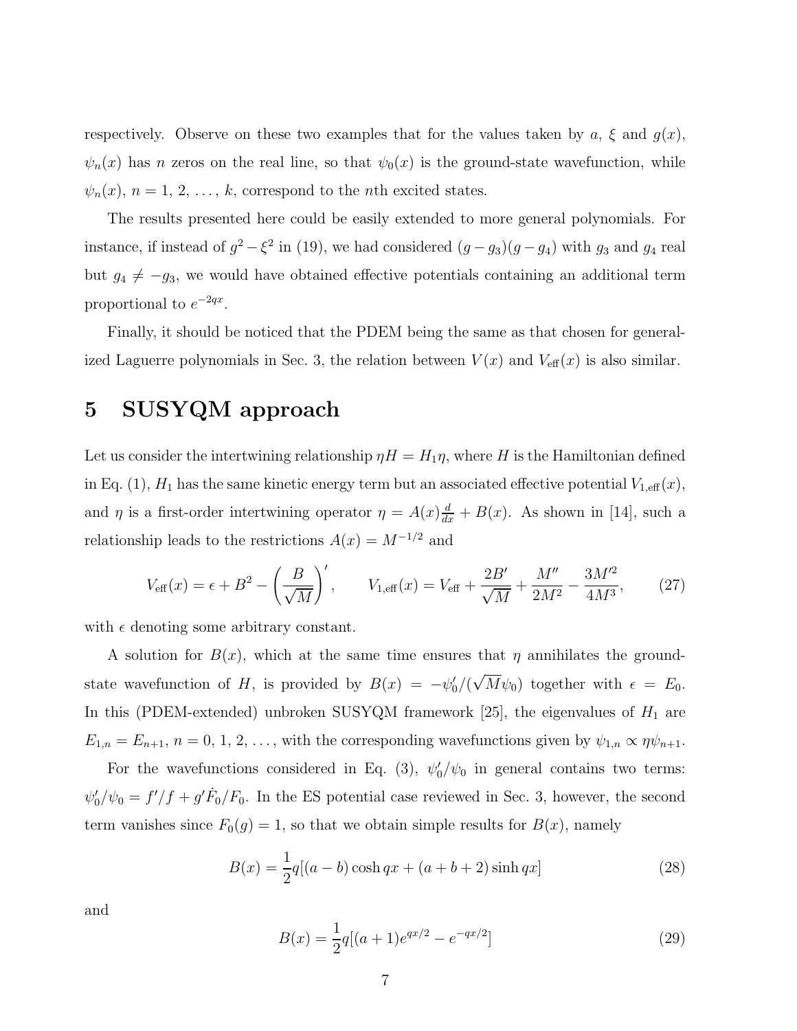respectively. Observe on these two examples that for the values taken by $a$, $\xi$ and $g(x)$, $\psi_n(x)$ has $n$ zeros on the real line, so that $\psi_0(x)$ is the ground-state wavefunction, while $\psi_n(x)$, $n = 1, 2, \ldots, k$, correspond to the $n$th excited states.

The results presented here could be easily extended to more general polynomials. For instance, if instead of $g^2 - \xi^2$ in (19), we had considered $(g - g_3)(g - g_4)$ with $g_3$ and $g_4$ real but $g_4 \neq -g_3$, we would have obtained effective potentials containing an additional term proportional to $e^{-2qx}$.

Finally, it should be noticed that the PDEM being the same as that chosen for generalized Laguerre polynomials in Sec. 3, the relation between $V(x)$ and $V_{\rm eff}(x)$ is also similar.

# 5 SUSYQM approach

Let us consider the intertwining relationship $\eta H = H_1 \eta$, where $H$ is the Hamiltonian defined in Eq. (1), $H_1$ has the same kinetic energy term but an associated effective potential $V_{1,\rm eff}(x)$, and $\eta$ is a first-order intertwining operator $\eta = A(x)\frac{d}{dx} + B(x)$. As shown in [14], such a relationship leads to the restrictions $A(x) = M^{-1/2}$ and

$$V_{\rm eff}(x) = \epsilon + B^2 - \left(\frac{B}{\sqrt{M}}\right)', \qquad V_{1,\rm eff}(x) = V_{\rm eff} + \frac{2B'}{\sqrt{M}} + \frac{M''}{2M^2} - \frac{3M'^2}{4M^3}, \tag{27}$$

with $\epsilon$ denoting some arbitrary constant.

A solution for $B(x)$, which at the same time ensures that $\eta$ annihilates the ground-state wavefunction of $H$, is provided by $B(x) = -\psi_0'/(\sqrt{M}\psi_0)$ together with $\epsilon = E_0$. In this (PDEM-extended) unbroken SUSYQM framework [25], the eigenvalues of $H_1$ are $E_{1,n} = E_{n+1}$, $n = 0, 1, 2, \ldots$, with the corresponding wavefunctions given by $\psi_{1,n} \propto \eta\psi_{n+1}$.

For the wavefunctions considered in Eq. (3), $\psi_0'/\psi_0$ in general contains two terms: $\psi_0'/\psi_0 = f'/f + g'\dot{F}_0/F_0$. In the ES potential case reviewed in Sec. 3, however, the second term vanishes since $F_0(g) = 1$, so that we obtain simple results for $B(x)$, namely

$$B(x) = \frac{1}{2}q[(a-b)\cosh qx + (a+b+2)\sinh qx] \tag{28}$$

and

$$B(x) = \frac{1}{2}q[(a+1)e^{qx/2} - e^{-qx/2}] \tag{29}$$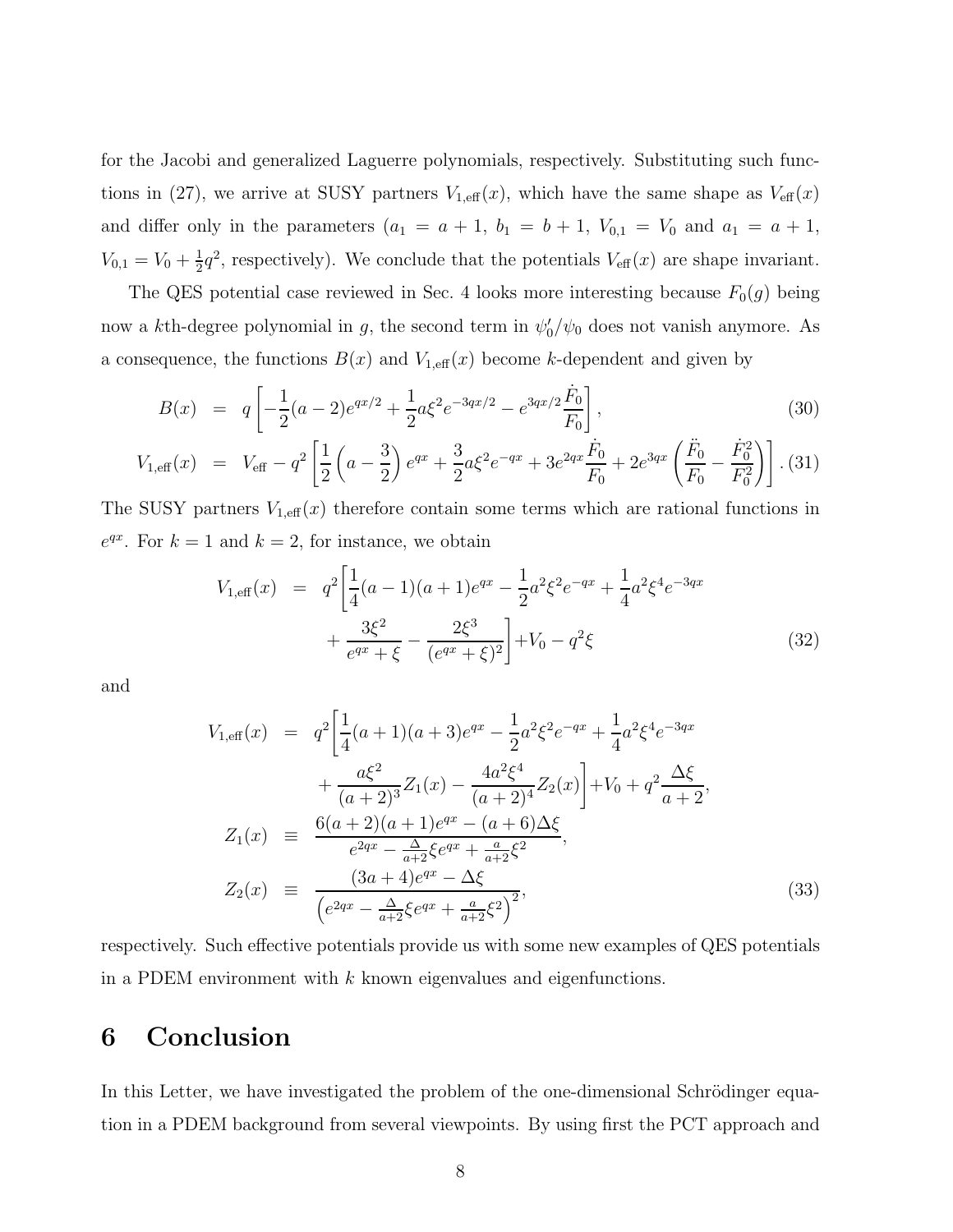for the Jacobi and generalized Laguerre polynomials, respectively. Substituting such functions in (27), we arrive at SUSY partners $V_{1,\text{eff}}(x)$, which have the same shape as $V_{\text{eff}}(x)$ and differ only in the parameters ($a_1 = a+1$, $b_1 = b+1$, $V_{0,1} = V_0$ and $a_1 = a+1$, $V_{0,1} = V_0 + \frac{1}{2}q^2$, respectively). We conclude that the potentials $V_{\text{eff}}(x)$ are shape invariant.

The QES potential case reviewed in Sec. 4 looks more interesting because $F_0(g)$ being now a $k$th-degree polynomial in $g$, the second term in $\psi_0'/\psi_0$ does not vanish anymore. As a consequence, the functions $B(x)$ and $V_{1,\text{eff}}(x)$ become $k$-dependent and given by

$$B(x) = q\left[-\frac{1}{2}(a-2)e^{qx/2} + \frac{1}{2}a\xi^2 e^{-3qx/2} - e^{3qx/2}\frac{\dot{F}_0}{F_0}\right], \tag{30}$$

$$V_{1,\text{eff}}(x) = V_{\text{eff}} - q^2\left[\frac{1}{2}\left(a - \frac{3}{2}\right)e^{qx} + \frac{3}{2}a\xi^2 e^{-qx} + 3e^{2qx}\frac{\dot{F}_0}{F_0} + 2e^{3qx}\left(\frac{\ddot{F}_0}{F_0} - \frac{\dot{F}_0^2}{F_0^2}\right)\right]. \tag{31}$$

The SUSY partners $V_{1,\text{eff}}(x)$ therefore contain some terms which are rational functions in $e^{qx}$. For $k=1$ and $k=2$, for instance, we obtain

$$\begin{aligned} V_{1,\text{eff}}(x) &= q^2\Bigg[\frac{1}{4}(a-1)(a+1)e^{qx} - \frac{1}{2}a^2\xi^2 e^{-qx} + \frac{1}{4}a^2\xi^4 e^{-3qx} \\ &\quad + \frac{3\xi^2}{e^{qx}+\xi} - \frac{2\xi^3}{(e^{qx}+\xi)^2}\Bigg] + V_0 - q^2\xi \end{aligned} \tag{32}$$

and

$$\begin{aligned} V_{1,\text{eff}}(x) &= q^2\Bigg[\frac{1}{4}(a+1)(a+3)e^{qx} - \frac{1}{2}a^2\xi^2 e^{-qx} + \frac{1}{4}a^2\xi^4 e^{-3qx} \\ &\quad + \frac{a\xi^2}{(a+2)^3}Z_1(x) - \frac{4a^2\xi^4}{(a+2)^4}Z_2(x)\Bigg] + V_0 + q^2\frac{\Delta\xi}{a+2}, \\ Z_1(x) &\equiv \frac{6(a+2)(a+1)e^{qx} - (a+6)\Delta\xi}{e^{2qx} - \frac{\Delta}{a+2}\xi e^{qx} + \frac{a}{a+2}\xi^2}, \\ Z_2(x) &\equiv \frac{(3a+4)e^{qx} - \Delta\xi}{\left(e^{2qx} - \frac{\Delta}{a+2}\xi e^{qx} + \frac{a}{a+2}\xi^2\right)^2}, \end{aligned} \tag{33}$$

respectively. Such effective potentials provide us with some new examples of QES potentials in a PDEM environment with $k$ known eigenvalues and eigenfunctions.

## 6 Conclusion

In this Letter, we have investigated the problem of the one-dimensional Schrödinger equation in a PDEM background from several viewpoints. By using first the PCT approach and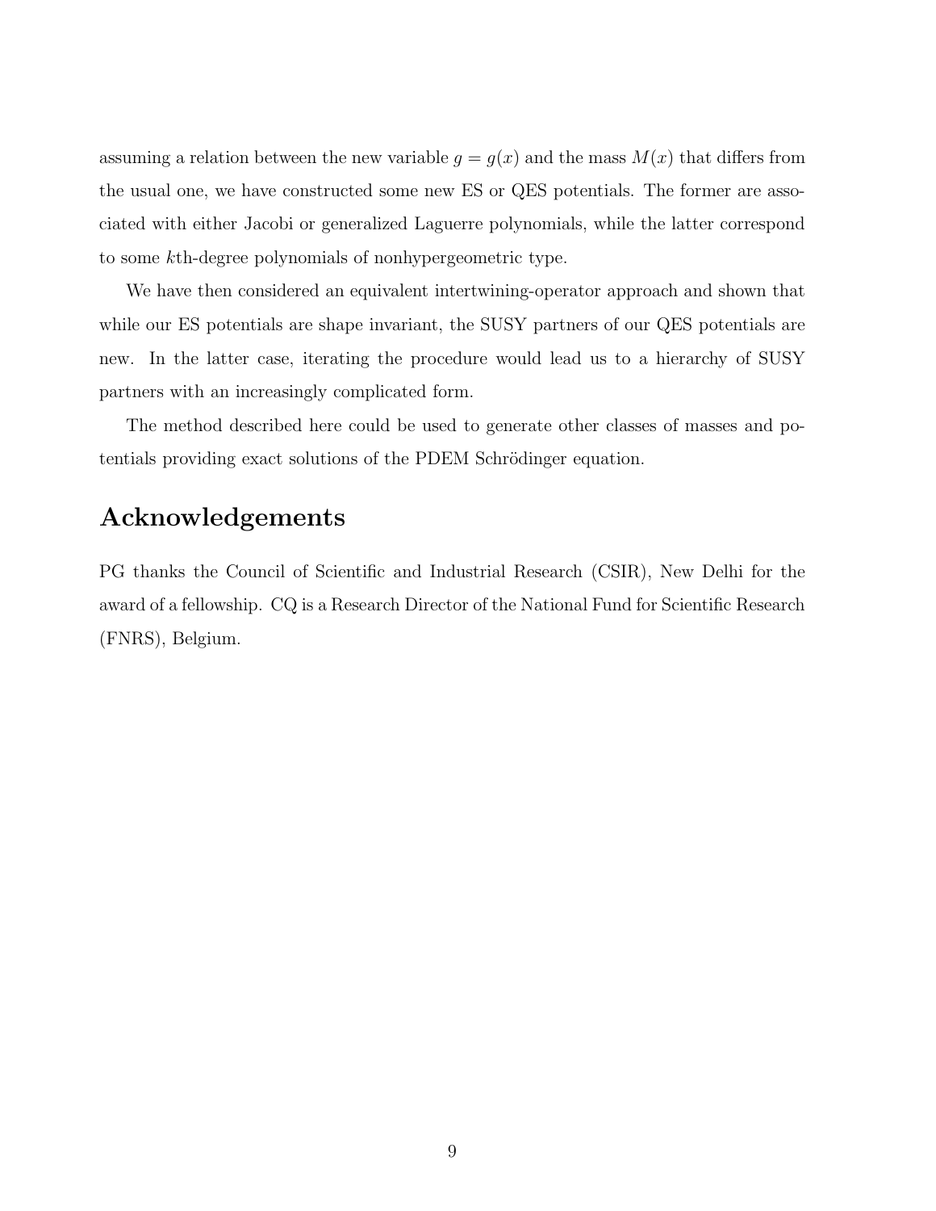assuming a relation between the new variable $g = g(x)$ and the mass $M(x)$ that differs from the usual one, we have constructed some new ES or QES potentials. The former are associated with either Jacobi or generalized Laguerre polynomials, while the latter correspond to some $k$th-degree polynomials of nonhypergeometric type.

We have then considered an equivalent intertwining-operator approach and shown that while our ES potentials are shape invariant, the SUSY partners of our QES potentials are new. In the latter case, iterating the procedure would lead us to a hierarchy of SUSY partners with an increasingly complicated form.

The method described here could be used to generate other classes of masses and potentials providing exact solutions of the PDEM Schrödinger equation.

## Acknowledgements

PG thanks the Council of Scientific and Industrial Research (CSIR), New Delhi for the award of a fellowship. CQ is a Research Director of the National Fund for Scientific Research (FNRS), Belgium.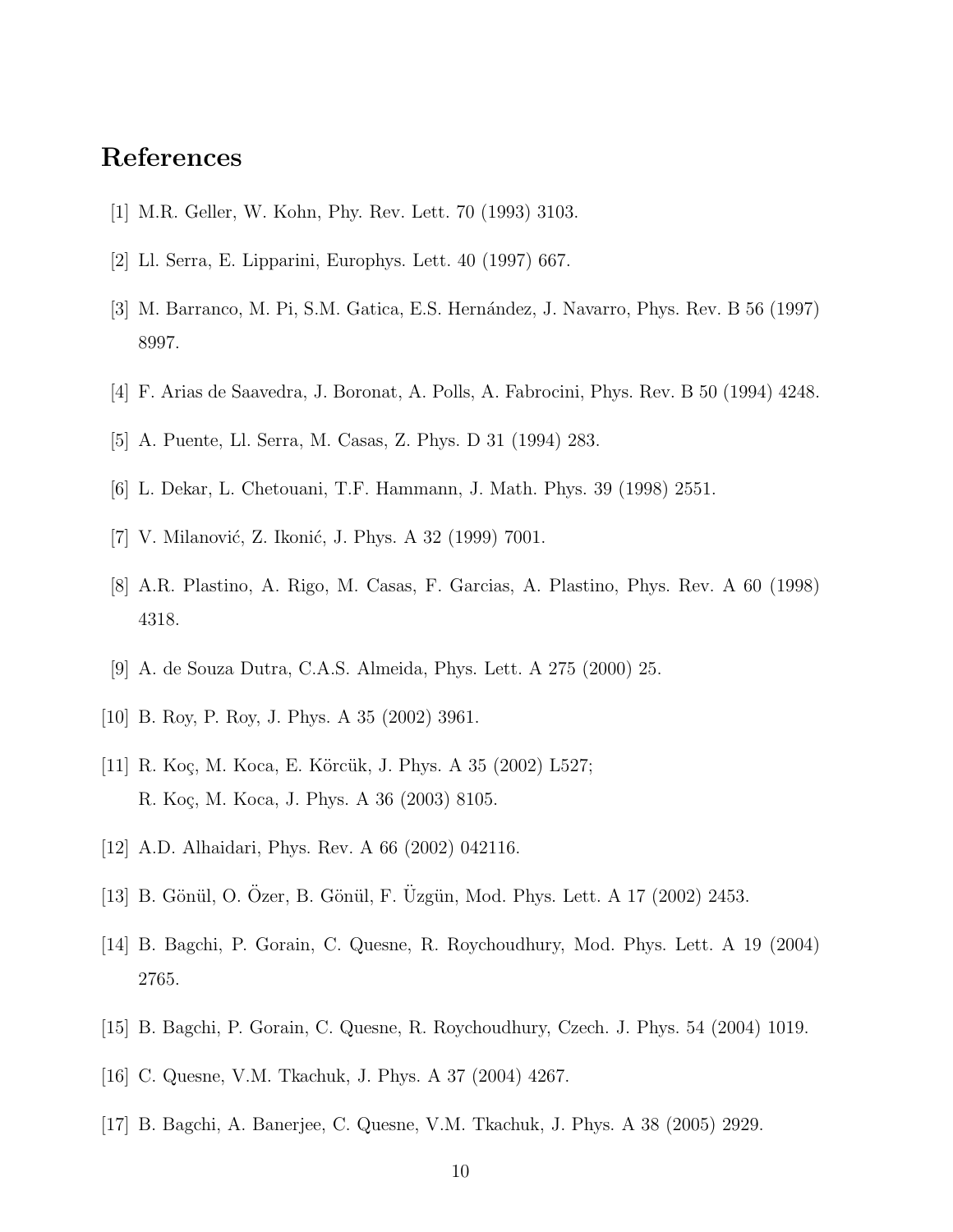# References

[1] M.R. Geller, W. Kohn, Phy. Rev. Lett. 70 (1993) 3103.

[2] Ll. Serra, E. Lipparini, Europhys. Lett. 40 (1997) 667.

[3] M. Barranco, M. Pi, S.M. Gatica, E.S. Hernández, J. Navarro, Phys. Rev. B 56 (1997) 8997.

[4] F. Arias de Saavedra, J. Boronat, A. Polls, A. Fabrocini, Phys. Rev. B 50 (1994) 4248.

[5] A. Puente, Ll. Serra, M. Casas, Z. Phys. D 31 (1994) 283.

[6] L. Dekar, L. Chetouani, T.F. Hammann, J. Math. Phys. 39 (1998) 2551.

[7] V. Milanović, Z. Ikonić, J. Phys. A 32 (1999) 7001.

[8] A.R. Plastino, A. Rigo, M. Casas, F. Garcias, A. Plastino, Phys. Rev. A 60 (1998) 4318.

[9] A. de Souza Dutra, C.A.S. Almeida, Phys. Lett. A 275 (2000) 25.

[10] B. Roy, P. Roy, J. Phys. A 35 (2002) 3961.

[11] R. Koç, M. Koca, E. Körcük, J. Phys. A 35 (2002) L527;
R. Koç, M. Koca, J. Phys. A 36 (2003) 8105.

[12] A.D. Alhaidari, Phys. Rev. A 66 (2002) 042116.

[13] B. Gönül, O. Özer, B. Gönül, F. Üzgün, Mod. Phys. Lett. A 17 (2002) 2453.

[14] B. Bagchi, P. Gorain, C. Quesne, R. Roychoudhury, Mod. Phys. Lett. A 19 (2004) 2765.

[15] B. Bagchi, P. Gorain, C. Quesne, R. Roychoudhury, Czech. J. Phys. 54 (2004) 1019.

[16] C. Quesne, V.M. Tkachuk, J. Phys. A 37 (2004) 4267.

[17] B. Bagchi, A. Banerjee, C. Quesne, V.M. Tkachuk, J. Phys. A 38 (2005) 2929.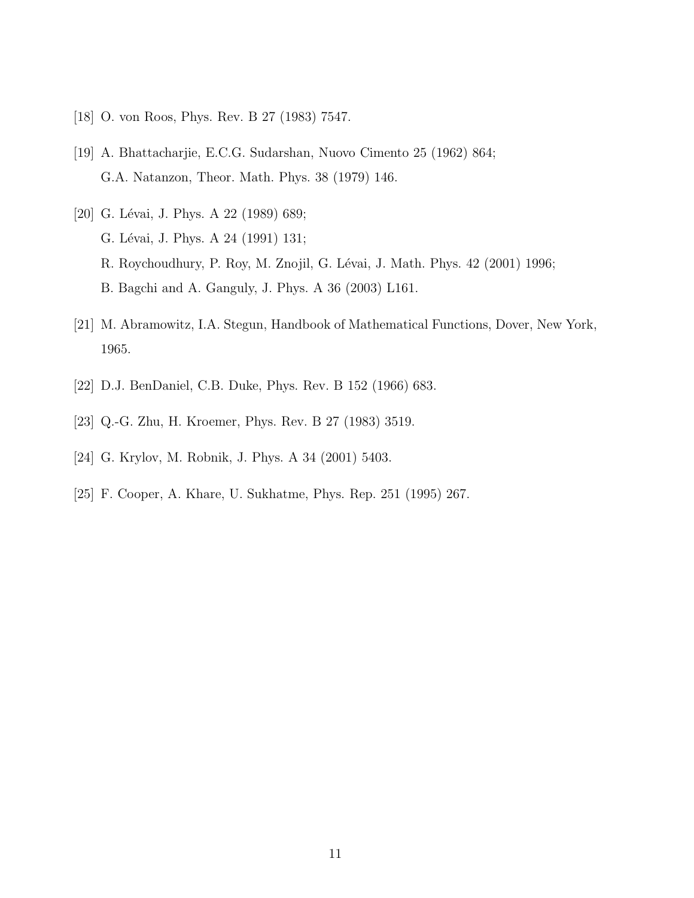[18] O. von Roos, Phys. Rev. B 27 (1983) 7547.

[19] A. Bhattacharjie, E.C.G. Sudarshan, Nuovo Cimento 25 (1962) 864;
G.A. Natanzon, Theor. Math. Phys. 38 (1979) 146.

[20] G. Lévai, J. Phys. A 22 (1989) 689;
G. Lévai, J. Phys. A 24 (1991) 131;
R. Roychoudhury, P. Roy, M. Znojil, G. Lévai, J. Math. Phys. 42 (2001) 1996;
B. Bagchi and A. Ganguly, J. Phys. A 36 (2003) L161.

[21] M. Abramowitz, I.A. Stegun, Handbook of Mathematical Functions, Dover, New York, 1965.

[22] D.J. BenDaniel, C.B. Duke, Phys. Rev. B 152 (1966) 683.

[23] Q.-G. Zhu, H. Kroemer, Phys. Rev. B 27 (1983) 3519.

[24] G. Krylov, M. Robnik, J. Phys. A 34 (2001) 5403.

[25] F. Cooper, A. Khare, U. Sukhatme, Phys. Rep. 251 (1995) 267.